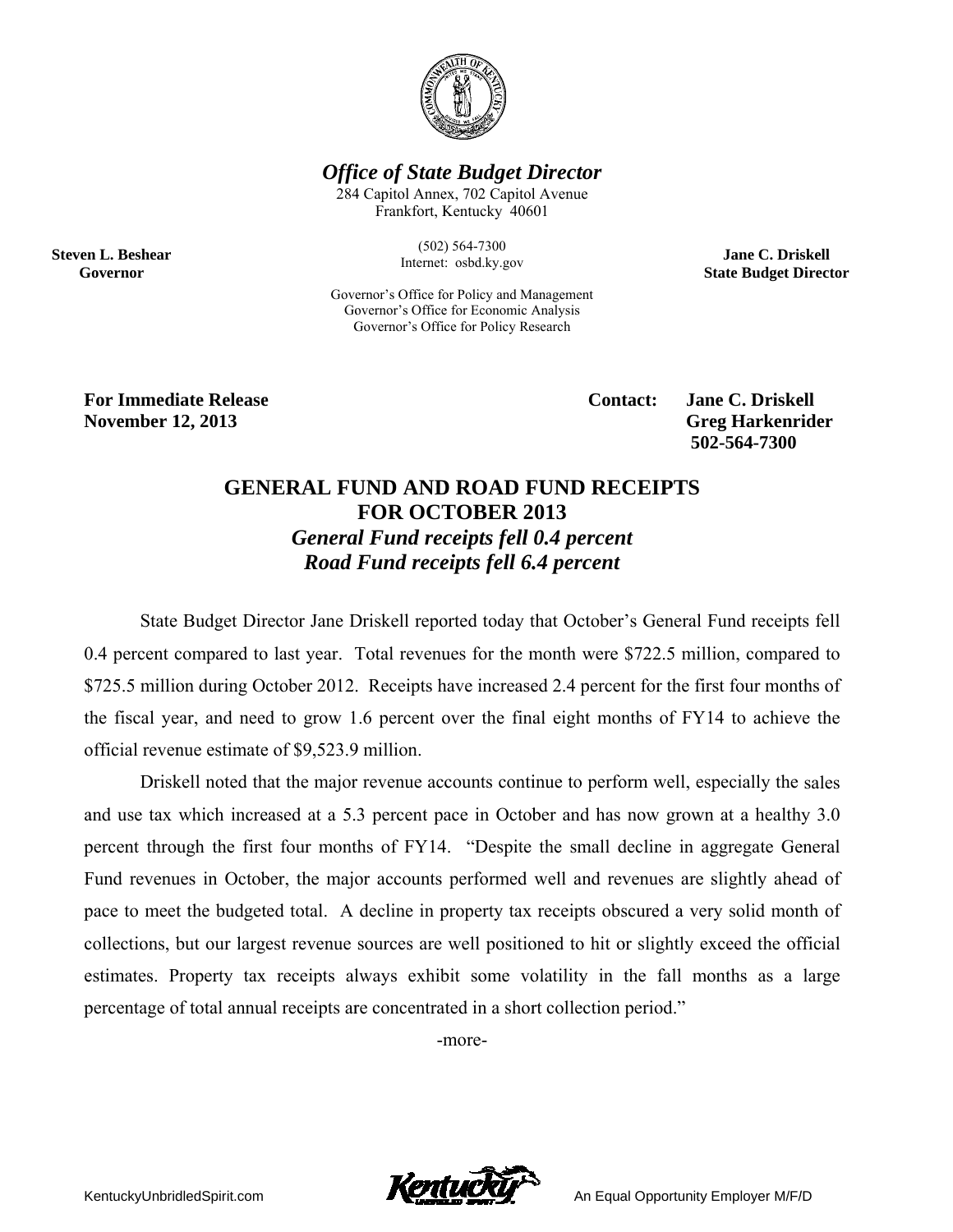***Office of State Budget Director***

284 Capitol Annex, 702 Capitol Avenue
Frankfort, Kentucky 40601

(502) 564-7300
Internet: osbd.ky.gov

Governor's Office for Policy and Management
Governor's Office for Economic Analysis
Governor's Office for Policy Research

**Steven L. Beshear**
**Governor**

**Jane C. Driskell**
**State Budget Director**

**For Immediate Release**
**November 12, 2013**

**Contact: Jane C. Driskell**
**Greg Harkenrider**
**502-564-7300**

# GENERAL FUND AND ROAD FUND RECEIPTS FOR OCTOBER 2013

### *General Fund receipts fell 0.4 percent*
### *Road Fund receipts fell 6.4 percent*

State Budget Director Jane Driskell reported today that October's General Fund receipts fell 0.4 percent compared to last year. Total revenues for the month were $722.5 million, compared to $725.5 million during October 2012. Receipts have increased 2.4 percent for the first four months of the fiscal year, and need to grow 1.6 percent over the final eight months of FY14 to achieve the official revenue estimate of $9,523.9 million.

Driskell noted that the major revenue accounts continue to perform well, especially the sales and use tax which increased at a 5.3 percent pace in October and has now grown at a healthy 3.0 percent through the first four months of FY14. "Despite the small decline in aggregate General Fund revenues in October, the major accounts performed well and revenues are slightly ahead of pace to meet the budgeted total. A decline in property tax receipts obscured a very solid month of collections, but our largest revenue sources are well positioned to hit or slightly exceed the official estimates. Property tax receipts always exhibit some volatility in the fall months as a large percentage of total annual receipts are concentrated in a short collection period."

-more-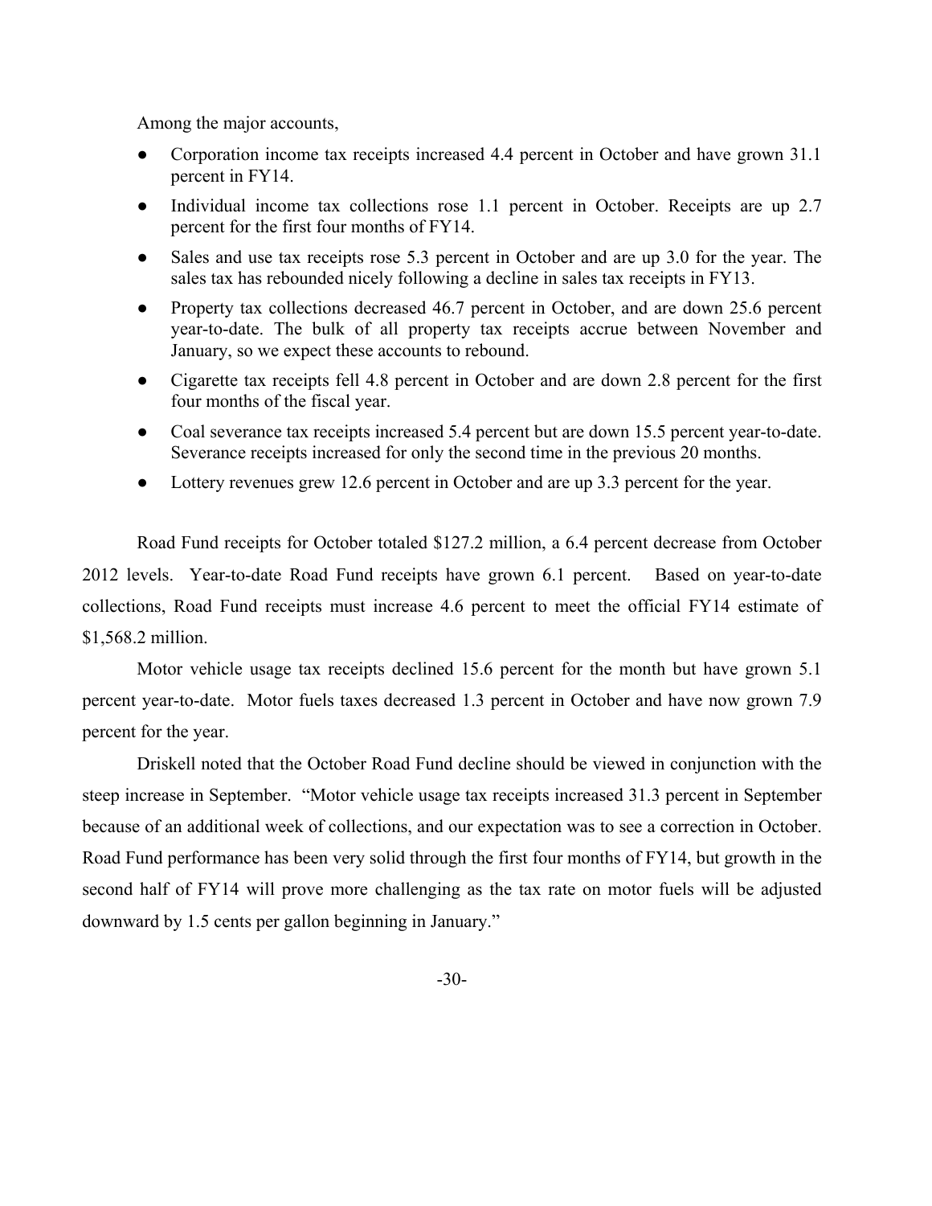Among the major accounts,

- Corporation income tax receipts increased 4.4 percent in October and have grown 31.1 percent in FY14.
- Individual income tax collections rose 1.1 percent in October. Receipts are up 2.7 percent for the first four months of FY14.
- Sales and use tax receipts rose 5.3 percent in October and are up 3.0 for the year. The sales tax has rebounded nicely following a decline in sales tax receipts in FY13.
- Property tax collections decreased 46.7 percent in October, and are down 25.6 percent year-to-date. The bulk of all property tax receipts accrue between November and January, so we expect these accounts to rebound.
- Cigarette tax receipts fell 4.8 percent in October and are down 2.8 percent for the first four months of the fiscal year.
- Coal severance tax receipts increased 5.4 percent but are down 15.5 percent year-to-date. Severance receipts increased for only the second time in the previous 20 months.
- Lottery revenues grew 12.6 percent in October and are up 3.3 percent for the year.

Road Fund receipts for October totaled $127.2 million, a 6.4 percent decrease from October 2012 levels. Year-to-date Road Fund receipts have grown 6.1 percent. Based on year-to-date collections, Road Fund receipts must increase 4.6 percent to meet the official FY14 estimate of $1,568.2 million.

Motor vehicle usage tax receipts declined 15.6 percent for the month but have grown 5.1 percent year-to-date. Motor fuels taxes decreased 1.3 percent in October and have now grown 7.9 percent for the year.

Driskell noted that the October Road Fund decline should be viewed in conjunction with the steep increase in September. "Motor vehicle usage tax receipts increased 31.3 percent in September because of an additional week of collections, and our expectation was to see a correction in October. Road Fund performance has been very solid through the first four months of FY14, but growth in the second half of FY14 will prove more challenging as the tax rate on motor fuels will be adjusted downward by 1.5 cents per gallon beginning in January."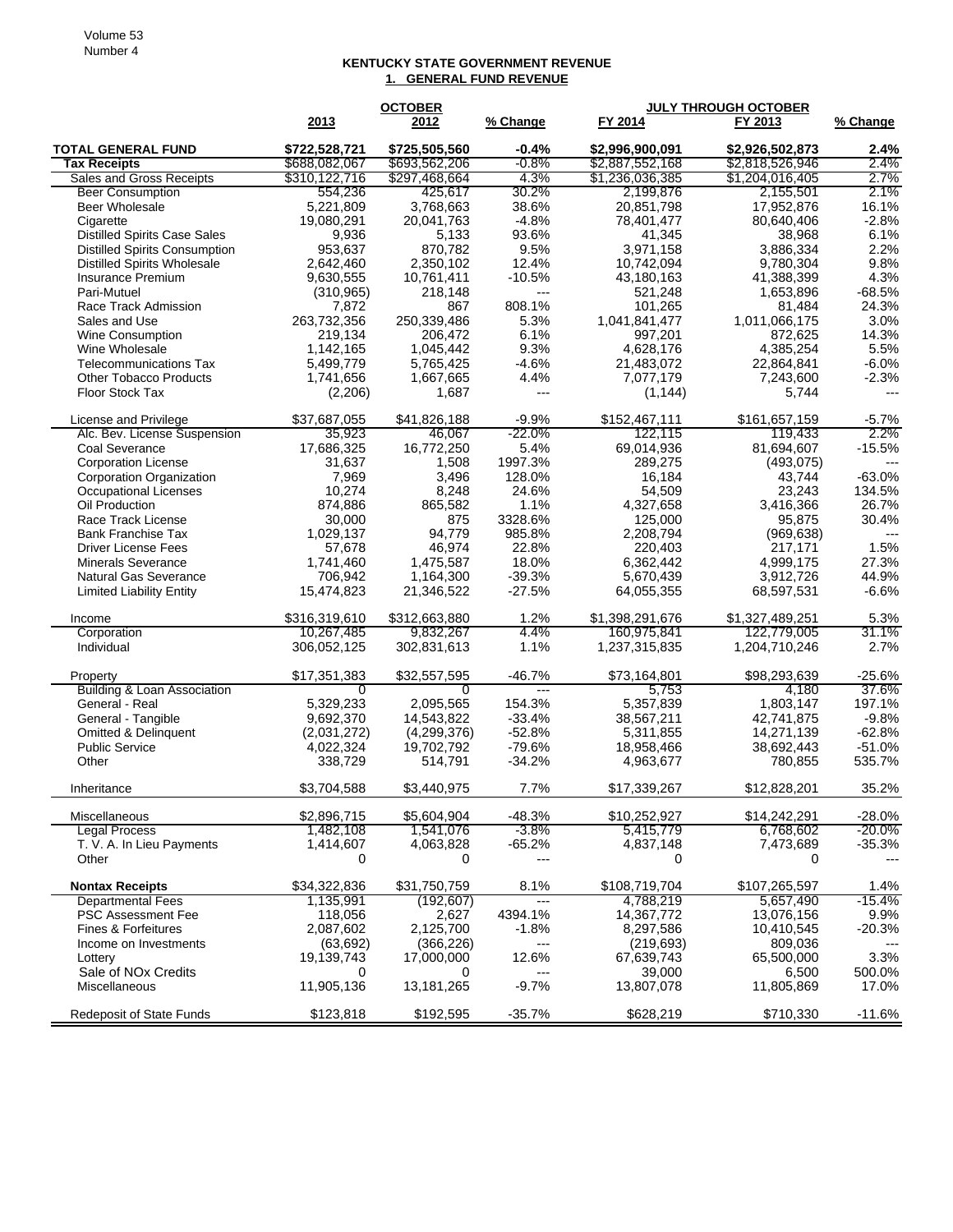## KENTUCKY STATE GOVERNMENT REVENUE

### 1. GENERAL FUND REVENUE

| | OCTOBER | | | JULY THROUGH OCTOBER | | |
|---|---|---|---|---|---|---|
| | 2013 | 2012 | % Change | FY 2014 | FY 2013 | % Change |
| **TOTAL GENERAL FUND** | **$722,528,721** | **$725,505,560** | **-0.4%** | **$2,996,900,091** | **$2,926,502,873** | **2.4%** |
| **Tax Receipts** | $688,082,067 | $693,562,206 | -0.8% | $2,887,552,168 | $2,818,526,946 | 2.4% |
| Sales and Gross Receipts | $310,122,716 | $297,468,664 | 4.3% | $1,236,036,385 | $1,204,016,405 | 2.7% |
| Beer Consumption | 554,236 | 425,617 | 30.2% | 2,199,876 | 2,155,501 | 2.1% |
| Beer Wholesale | 5,221,809 | 3,768,663 | 38.6% | 20,851,798 | 17,952,876 | 16.1% |
| Cigarette | 19,080,291 | 20,041,763 | -4.8% | 78,401,477 | 80,640,406 | -2.8% |
| Distilled Spirits Case Sales | 9,936 | 5,133 | 93.6% | 41,345 | 38,968 | 6.1% |
| Distilled Spirits Consumption | 953,637 | 870,782 | 9.5% | 3,971,158 | 3,886,334 | 2.2% |
| Distilled Spirits Wholesale | 2,642,460 | 2,350,102 | 12.4% | 10,742,094 | 9,780,304 | 9.8% |
| Insurance Premium | 9,630,555 | 10,761,411 | -10.5% | 43,180,163 | 41,388,399 | 4.3% |
| Pari-Mutuel | (310,965) | 218,148 | --- | 521,248 | 1,653,896 | -68.5% |
| Race Track Admission | 7,872 | 867 | 808.1% | 101,265 | 81,484 | 24.3% |
| Sales and Use | 263,732,356 | 250,339,486 | 5.3% | 1,041,841,477 | 1,011,066,175 | 3.0% |
| Wine Consumption | 219,134 | 206,472 | 6.1% | 997,201 | 872,625 | 14.3% |
| Wine Wholesale | 1,142,165 | 1,045,442 | 9.3% | 4,628,176 | 4,385,254 | 5.5% |
| Telecommunications Tax | 5,499,779 | 5,765,425 | -4.6% | 21,483,072 | 22,864,841 | -6.0% |
| Other Tobacco Products | 1,741,656 | 1,667,665 | 4.4% | 7,077,179 | 7,243,600 | -2.3% |
| Floor Stock Tax | (2,206) | 1,687 | --- | (1,144) | 5,744 | --- |
| | | | | | | |
| License and Privilege | $37,687,055 | $41,826,188 | -9.9% | $152,467,111 | $161,657,159 | -5.7% |
| Alc. Bev. License Suspension | 35,923 | 46,067 | -22.0% | 122,115 | 119,433 | 2.2% |
| Coal Severance | 17,686,325 | 16,772,250 | 5.4% | 69,014,936 | 81,694,607 | -15.5% |
| Corporation License | 31,637 | 1,508 | 1997.3% | 289,275 | (493,075) | --- |
| Corporation Organization | 7,969 | 3,496 | 128.0% | 16,184 | 43,744 | -63.0% |
| Occupational Licenses | 10,274 | 8,248 | 24.6% | 54,509 | 23,243 | 134.5% |
| Oil Production | 874,886 | 865,582 | 1.1% | 4,327,658 | 3,416,366 | 26.7% |
| Race Track License | 30,000 | 875 | 3328.6% | 125,000 | 95,875 | 30.4% |
| Bank Franchise Tax | 1,029,137 | 94,779 | 985.8% | 2,208,794 | (969,638) | --- |
| Driver License Fees | 57,678 | 46,974 | 22.8% | 220,403 | 217,171 | 1.5% |
| Minerals Severance | 1,741,460 | 1,475,587 | 18.0% | 6,362,442 | 4,999,175 | 27.3% |
| Natural Gas Severance | 706,942 | 1,164,300 | -39.3% | 5,670,439 | 3,912,726 | 44.9% |
| Limited Liability Entity | 15,474,823 | 21,346,522 | -27.5% | 64,055,355 | 68,597,531 | -6.6% |
| | | | | | | |
| Income | $316,319,610 | $312,663,880 | 1.2% | $1,398,291,676 | $1,327,489,251 | 5.3% |
| Corporation | 10,267,485 | 9,832,267 | 4.4% | 160,975,841 | 122,779,005 | 31.1% |
| Individual | 306,052,125 | 302,831,613 | 1.1% | 1,237,315,835 | 1,204,710,246 | 2.7% |
| | | | | | | |
| Property | $17,351,383 | $32,557,595 | -46.7% | $73,164,801 | $98,293,639 | -25.6% |
| Building & Loan Association | 0 | 0 | --- | 5,753 | 4,180 | 37.6% |
| General - Real | 5,329,233 | 2,095,565 | 154.3% | 5,357,839 | 1,803,147 | 197.1% |
| General - Tangible | 9,692,370 | 14,543,822 | -33.4% | 38,567,211 | 42,741,875 | -9.8% |
| Omitted & Delinquent | (2,031,272) | (4,299,376) | -52.8% | 5,311,855 | 14,271,139 | -62.8% |
| Public Service | 4,022,324 | 19,702,792 | -79.6% | 18,958,466 | 38,692,443 | -51.0% |
| Other | 338,729 | 514,791 | -34.2% | 4,963,677 | 780,855 | 535.7% |
| | | | | | | |
| Inheritance | $3,704,588 | $3,440,975 | 7.7% | $17,339,267 | $12,828,201 | 35.2% |
| | | | | | | |
| Miscellaneous | $2,896,715 | $5,604,904 | -48.3% | $10,252,927 | $14,242,291 | -28.0% |
| Legal Process | 1,482,108 | 1,541,076 | -3.8% | 5,415,779 | 6,768,602 | -20.0% |
| T. V. A. In Lieu Payments | 1,414,607 | 4,063,828 | -65.2% | 4,837,148 | 7,473,689 | -35.3% |
| Other | 0 | 0 | --- | 0 | 0 | --- |
| | | | | | | |
| **Nontax Receipts** | $34,322,836 | $31,750,759 | 8.1% | $108,719,704 | $107,265,597 | 1.4% |
| Departmental Fees | 1,135,991 | (192,607) | --- | 4,788,219 | 5,657,490 | -15.4% |
| PSC Assessment Fee | 118,056 | 2,627 | 4394.1% | 14,367,772 | 13,076,156 | 9.9% |
| Fines & Forfeitures | 2,087,602 | 2,125,700 | -1.8% | 8,297,586 | 10,410,545 | -20.3% |
| Income on Investments | (63,692) | (366,226) | --- | (219,693) | 809,036 | --- |
| Lottery | 19,139,743 | 17,000,000 | 12.6% | 67,639,743 | 65,500,000 | 3.3% |
| Sale of NOx Credits | 0 | 0 | --- | 39,000 | 6,500 | 500.0% |
| Miscellaneous | 11,905,136 | 13,181,265 | -9.7% | 13,807,078 | 11,805,869 | 17.0% |
| | | | | | | |
| Redeposit of State Funds | $123,818 | $192,595 | -35.7% | $628,219 | $710,330 | -11.6% |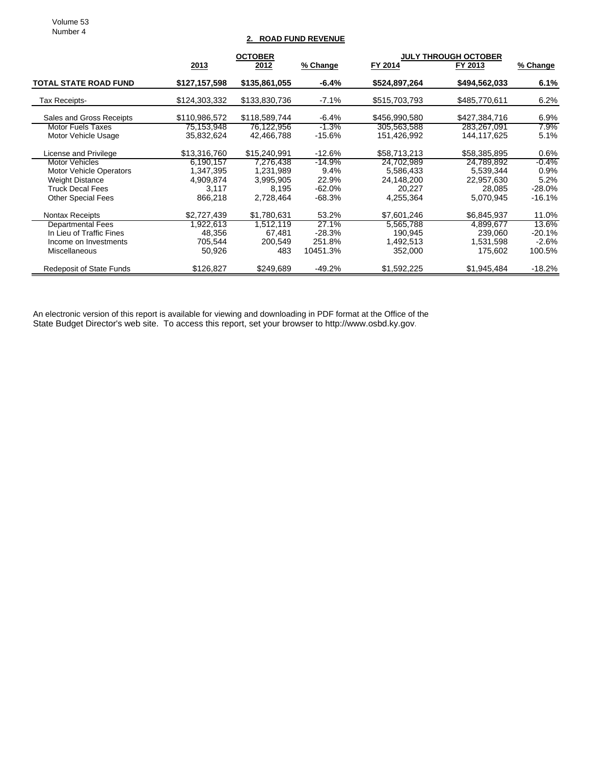## 2. ROAD FUND REVENUE

| | OCTOBER | | | JULY THROUGH OCTOBER | | |
|---|---|---|---|---|---|---|
| | 2013 | 2012 | % Change | FY 2014 | FY 2013 | % Change |
| **TOTAL STATE ROAD FUND** | **$127,157,598** | **$135,861,055** | **-6.4%** | **$524,897,264** | **$494,562,033** | **6.1%** |
| Tax Receipts- | $124,303,332 | $133,830,736 | -7.1% | $515,703,793 | $485,770,611 | 6.2% |
| Sales and Gross Receipts | $110,986,572 | $118,589,744 | -6.4% | $456,990,580 | $427,384,716 | 6.9% |
| Motor Fuels Taxes | 75,153,948 | 76,122,956 | -1.3% | 305,563,588 | 283,267,091 | 7.9% |
| Motor Vehicle Usage | 35,832,624 | 42,466,788 | -15.6% | 151,426,992 | 144,117,625 | 5.1% |
| License and Privilege | $13,316,760 | $15,240,991 | -12.6% | $58,713,213 | $58,385,895 | 0.6% |
| Motor Vehicles | 6,190,157 | 7,276,438 | -14.9% | 24,702,989 | 24,789,892 | -0.4% |
| Motor Vehicle Operators | 1,347,395 | 1,231,989 | 9.4% | 5,586,433 | 5,539,344 | 0.9% |
| Weight Distance | 4,909,874 | 3,995,905 | 22.9% | 24,148,200 | 22,957,630 | 5.2% |
| Truck Decal Fees | 3,117 | 8,195 | -62.0% | 20,227 | 28,085 | -28.0% |
| Other Special Fees | 866,218 | 2,728,464 | -68.3% | 4,255,364 | 5,070,945 | -16.1% |
| Nontax Receipts | $2,727,439 | $1,780,631 | 53.2% | $7,601,246 | $6,845,937 | 11.0% |
| Departmental Fees | 1,922,613 | 1,512,119 | 27.1% | 5,565,788 | 4,899,677 | 13.6% |
| In Lieu of Traffic Fines | 48,356 | 67,481 | -28.3% | 190,945 | 239,060 | -20.1% |
| Income on Investments | 705,544 | 200,549 | 251.8% | 1,492,513 | 1,531,598 | -2.6% |
| Miscellaneous | 50,926 | 483 | 10451.3% | 352,000 | 175,602 | 100.5% |
| Redeposit of State Funds | $126,827 | $249,689 | -49.2% | $1,592,225 | $1,945,484 | -18.2% |

An electronic version of this report is available for viewing and downloading in PDF format at the Office of the State Budget Director's web site. To access this report, set your browser to http://www.osbd.ky.gov.